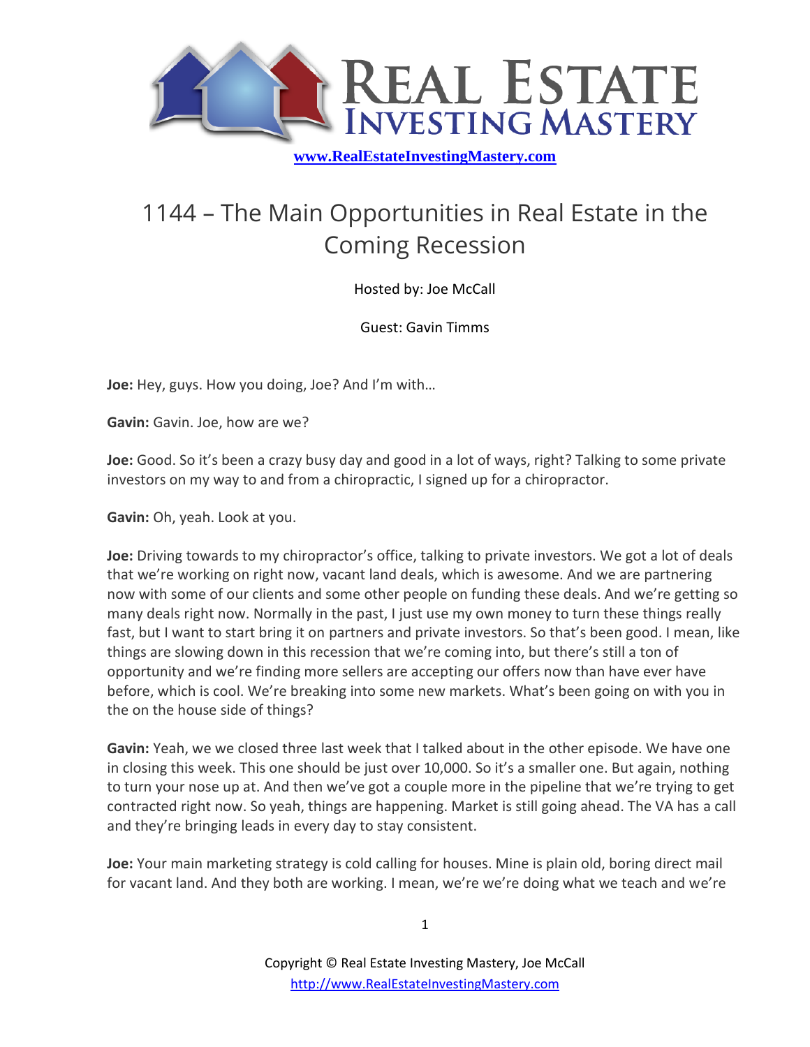# 1144 – The Main Opportunities in Real Estate in the Coming Recession

Hosted by: Joe McCall

Guest: Gavin Timms

**Joe:** Hey, guys. How you doing, Joe? And I'm with…

**Gavin:** Gavin. Joe, how are we?

**Joe:** Good. So it's been a crazy busy day and good in a lot of ways, right? Talking to some private investors on my way to and from a chiropractic, I signed up for a chiropractor.

**Gavin:** Oh, yeah. Look at you.

**Joe:** Driving towards to my chiropractor's office, talking to private investors. We got a lot of deals that we're working on right now, vacant land deals, which is awesome. And we are partnering now with some of our clients and some other people on funding these deals. And we're getting so many deals right now. Normally in the past, I just use my own money to turn these things really fast, but I want to start bring it on partners and private investors. So that's been good. I mean, like things are slowing down in this recession that we're coming into, but there's still a ton of opportunity and we're finding more sellers are accepting our offers now than have ever have before, which is cool. We're breaking into some new markets. What's been going on with you in the on the house side of things?

**Gavin:** Yeah, we we closed three last week that I talked about in the other episode. We have one in closing this week. This one should be just over 10,000. So it's a smaller one. But again, nothing to turn your nose up at. And then we've got a couple more in the pipeline that we're trying to get contracted right now. So yeah, things are happening. Market is still going ahead. The VA has a call and they're bringing leads in every day to stay consistent.

**Joe:** Your main marketing strategy is cold calling for houses. Mine is plain old, boring direct mail for vacant land. And they both are working. I mean, we're we're doing what we teach and we're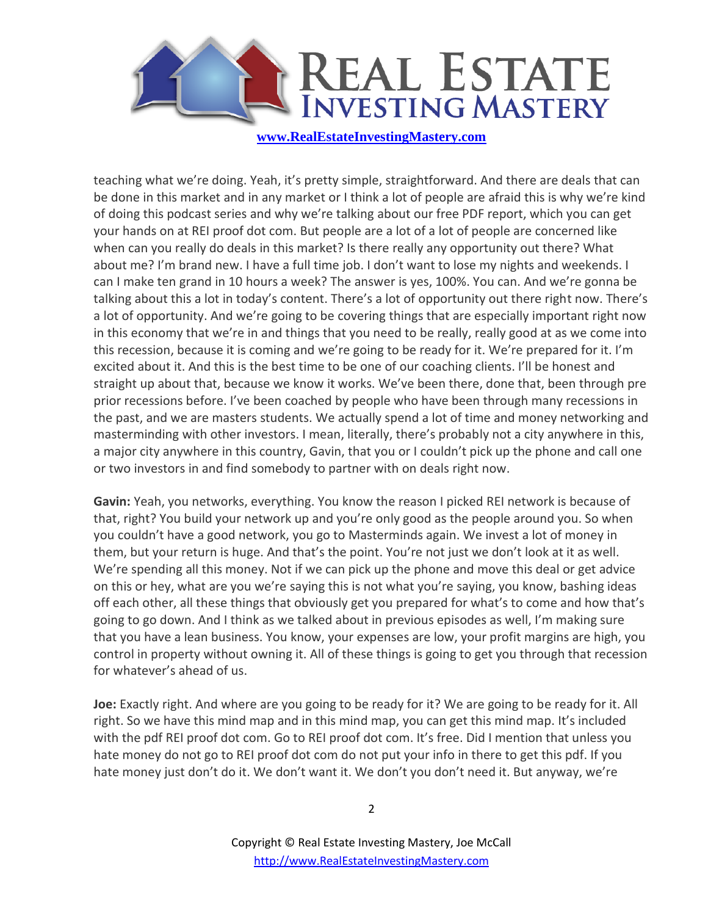teaching what we're doing. Yeah, it's pretty simple, straightforward. And there are deals that can be done in this market and in any market or I think a lot of people are afraid this is why we're kind of doing this podcast series and why we're talking about our free PDF report, which you can get your hands on at REI proof dot com. But people are a lot of a lot of people are concerned like when can you really do deals in this market? Is there really any opportunity out there? What about me? I'm brand new. I have a full time job. I don't want to lose my nights and weekends. I can I make ten grand in 10 hours a week? The answer is yes, 100%. You can. And we're gonna be talking about this a lot in today's content. There's a lot of opportunity out there right now. There's a lot of opportunity. And we're going to be covering things that are especially important right now in this economy that we're in and things that you need to be really, really good at as we come into this recession, because it is coming and we're going to be ready for it. We're prepared for it. I'm excited about it. And this is the best time to be one of our coaching clients. I'll be honest and straight up about that, because we know it works. We've been there, done that, been through pre prior recessions before. I've been coached by people who have been through many recessions in the past, and we are masters students. We actually spend a lot of time and money networking and masterminding with other investors. I mean, literally, there's probably not a city anywhere in this, a major city anywhere in this country, Gavin, that you or I couldn't pick up the phone and call one or two investors in and find somebody to partner with on deals right now.

**Gavin:** Yeah, you networks, everything. You know the reason I picked REI network is because of that, right? You build your network up and you're only good as the people around you. So when you couldn't have a good network, you go to Masterminds again. We invest a lot of money in them, but your return is huge. And that's the point. You're not just we don't look at it as well. We're spending all this money. Not if we can pick up the phone and move this deal or get advice on this or hey, what are you we're saying this is not what you're saying, you know, bashing ideas off each other, all these things that obviously get you prepared for what's to come and how that's going to go down. And I think as we talked about in previous episodes as well, I'm making sure that you have a lean business. You know, your expenses are low, your profit margins are high, you control in property without owning it. All of these things is going to get you through that recession for whatever's ahead of us.

**Joe:** Exactly right. And where are you going to be ready for it? We are going to be ready for it. All right. So we have this mind map and in this mind map, you can get this mind map. It's included with the pdf REI proof dot com. Go to REI proof dot com. It's free. Did I mention that unless you hate money do not go to REI proof dot com do not put your info in there to get this pdf. If you hate money just don't do it. We don't want it. We don't you don't need it. But anyway, we're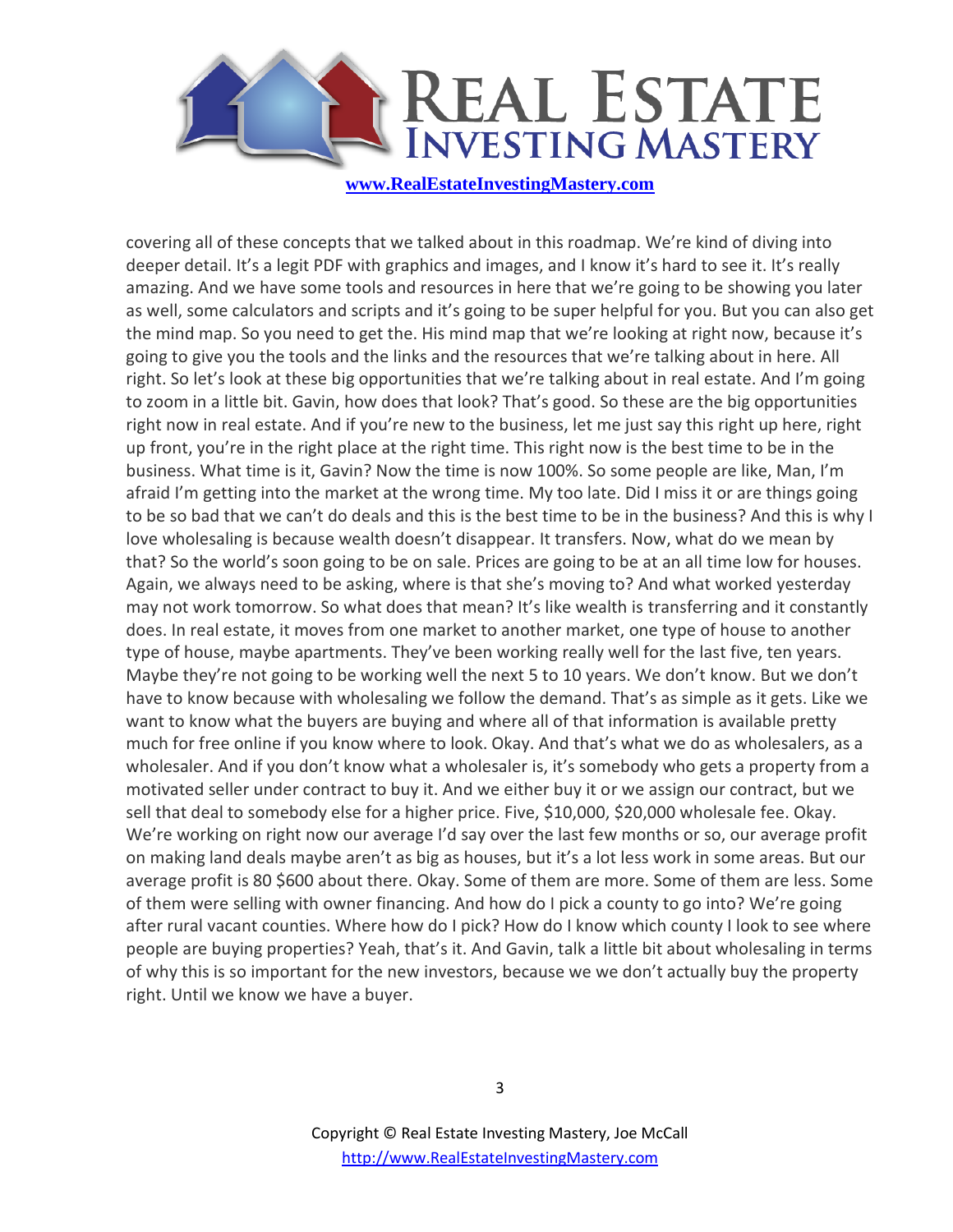covering all of these concepts that we talked about in this roadmap. We're kind of diving into deeper detail. It's a legit PDF with graphics and images, and I know it's hard to see it. It's really amazing. And we have some tools and resources in here that we're going to be showing you later as well, some calculators and scripts and it's going to be super helpful for you. But you can also get the mind map. So you need to get the. His mind map that we're looking at right now, because it's going to give you the tools and the links and the resources that we're talking about in here. All right. So let's look at these big opportunities that we're talking about in real estate. And I'm going to zoom in a little bit. Gavin, how does that look? That's good. So these are the big opportunities right now in real estate. And if you're new to the business, let me just say this right up here, right up front, you're in the right place at the right time. This right now is the best time to be in the business. What time is it, Gavin? Now the time is now 100%. So some people are like, Man, I'm afraid I'm getting into the market at the wrong time. My too late. Did I miss it or are things going to be so bad that we can't do deals and this is the best time to be in the business? And this is why I love wholesaling is because wealth doesn't disappear. It transfers. Now, what do we mean by that? So the world's soon going to be on sale. Prices are going to be at an all time low for houses. Again, we always need to be asking, where is that she's moving to? And what worked yesterday may not work tomorrow. So what does that mean? It's like wealth is transferring and it constantly does. In real estate, it moves from one market to another market, one type of house to another type of house, maybe apartments. They've been working really well for the last five, ten years. Maybe they're not going to be working well the next 5 to 10 years. We don't know. But we don't have to know because with wholesaling we follow the demand. That's as simple as it gets. Like we want to know what the buyers are buying and where all of that information is available pretty much for free online if you know where to look. Okay. And that's what we do as wholesalers, as a wholesaler. And if you don't know what a wholesaler is, it's somebody who gets a property from a motivated seller under contract to buy it. And we either buy it or we assign our contract, but we sell that deal to somebody else for a higher price. Five, $10,000, $20,000 wholesale fee. Okay. We're working on right now our average I'd say over the last few months or so, our average profit on making land deals maybe aren't as big as houses, but it's a lot less work in some areas. But our average profit is 80 $600 about there. Okay. Some of them are more. Some of them are less. Some of them were selling with owner financing. And how do I pick a county to go into? We're going after rural vacant counties. Where how do I pick? How do I know which county I look to see where people are buying properties? Yeah, that's it. And Gavin, talk a little bit about wholesaling in terms of why this is so important for the new investors, because we we don't actually buy the property right. Until we know we have a buyer.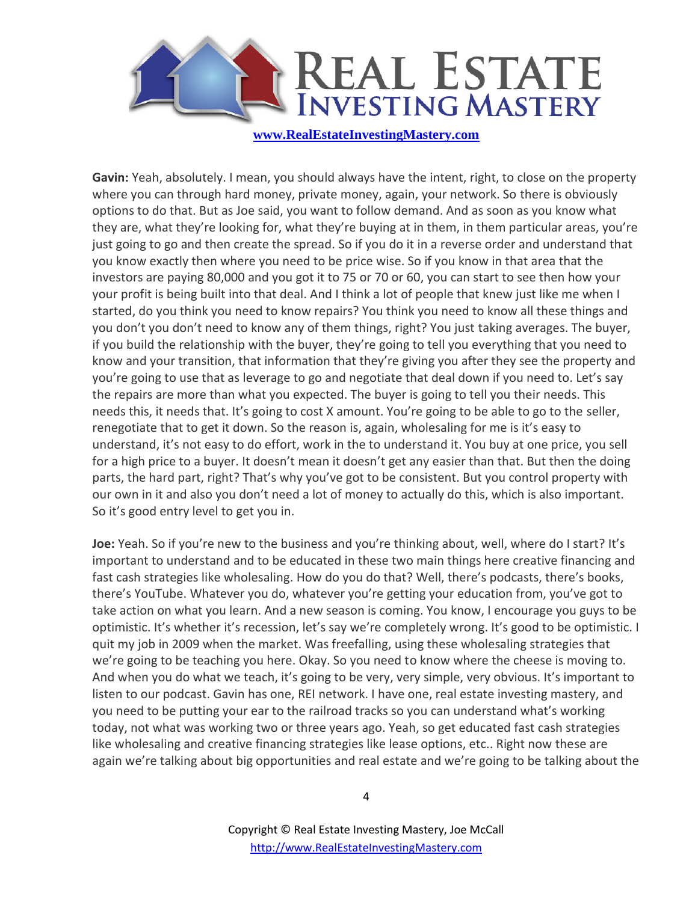**Gavin:** Yeah, absolutely. I mean, you should always have the intent, right, to close on the property where you can through hard money, private money, again, your network. So there is obviously options to do that. But as Joe said, you want to follow demand. And as soon as you know what they are, what they're looking for, what they're buying at in them, in them particular areas, you're just going to go and then create the spread. So if you do it in a reverse order and understand that you know exactly then where you need to be price wise. So if you know in that area that the investors are paying 80,000 and you got it to 75 or 70 or 60, you can start to see then how your your profit is being built into that deal. And I think a lot of people that knew just like me when I started, do you think you need to know repairs? You think you need to know all these things and you don't you don't need to know any of them things, right? You just taking averages. The buyer, if you build the relationship with the buyer, they're going to tell you everything that you need to know and your transition, that information that they're giving you after they see the property and you're going to use that as leverage to go and negotiate that deal down if you need to. Let's say the repairs are more than what you expected. The buyer is going to tell you their needs. This needs this, it needs that. It's going to cost X amount. You're going to be able to go to the seller, renegotiate that to get it down. So the reason is, again, wholesaling for me is it's easy to understand, it's not easy to do effort, work in the to understand it. You buy at one price, you sell for a high price to a buyer. It doesn't mean it doesn't get any easier than that. But then the doing parts, the hard part, right? That's why you've got to be consistent. But you control property with our own in it and also you don't need a lot of money to actually do this, which is also important. So it's good entry level to get you in.

**Joe:** Yeah. So if you're new to the business and you're thinking about, well, where do I start? It's important to understand and to be educated in these two main things here creative financing and fast cash strategies like wholesaling. How do you do that? Well, there's podcasts, there's books, there's YouTube. Whatever you do, whatever you're getting your education from, you've got to take action on what you learn. And a new season is coming. You know, I encourage you guys to be optimistic. It's whether it's recession, let's say we're completely wrong. It's good to be optimistic. I quit my job in 2009 when the market. Was freefalling, using these wholesaling strategies that we're going to be teaching you here. Okay. So you need to know where the cheese is moving to. And when you do what we teach, it's going to be very, very simple, very obvious. It's important to listen to our podcast. Gavin has one, REI network. I have one, real estate investing mastery, and you need to be putting your ear to the railroad tracks so you can understand what's working today, not what was working two or three years ago. Yeah, so get educated fast cash strategies like wholesaling and creative financing strategies like lease options, etc.. Right now these are again we're talking about big opportunities and real estate and we're going to be talking about the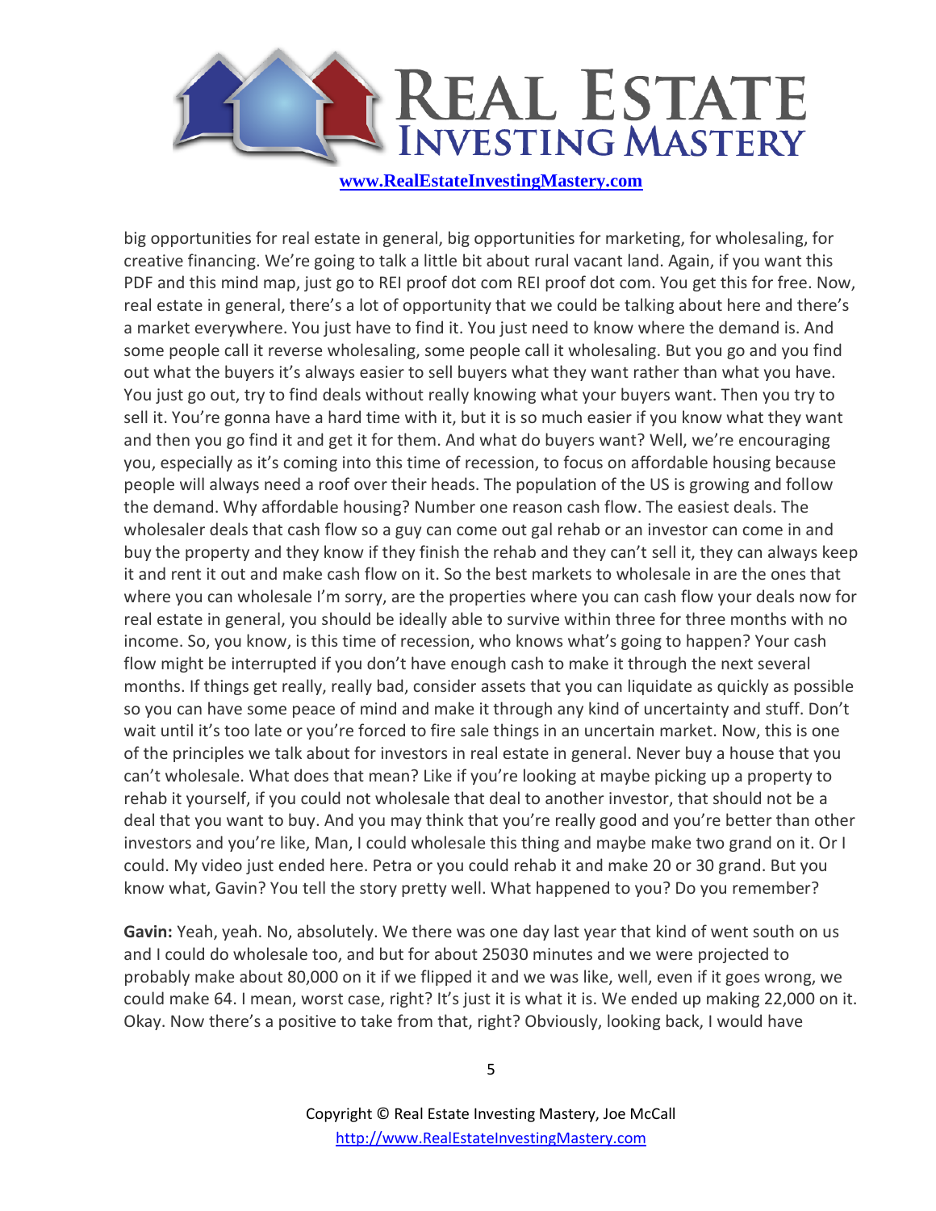big opportunities for real estate in general, big opportunities for marketing, for wholesaling, for creative financing. We're going to talk a little bit about rural vacant land. Again, if you want this PDF and this mind map, just go to REI proof dot com REI proof dot com. You get this for free. Now, real estate in general, there's a lot of opportunity that we could be talking about here and there's a market everywhere. You just have to find it. You just need to know where the demand is. And some people call it reverse wholesaling, some people call it wholesaling. But you go and you find out what the buyers it's always easier to sell buyers what they want rather than what you have. You just go out, try to find deals without really knowing what your buyers want. Then you try to sell it. You're gonna have a hard time with it, but it is so much easier if you know what they want and then you go find it and get it for them. And what do buyers want? Well, we're encouraging you, especially as it's coming into this time of recession, to focus on affordable housing because people will always need a roof over their heads. The population of the US is growing and follow the demand. Why affordable housing? Number one reason cash flow. The easiest deals. The wholesaler deals that cash flow so a guy can come out gal rehab or an investor can come in and buy the property and they know if they finish the rehab and they can't sell it, they can always keep it and rent it out and make cash flow on it. So the best markets to wholesale in are the ones that where you can wholesale I'm sorry, are the properties where you can cash flow your deals now for real estate in general, you should be ideally able to survive within three for three months with no income. So, you know, is this time of recession, who knows what's going to happen? Your cash flow might be interrupted if you don't have enough cash to make it through the next several months. If things get really, really bad, consider assets that you can liquidate as quickly as possible so you can have some peace of mind and make it through any kind of uncertainty and stuff. Don't wait until it's too late or you're forced to fire sale things in an uncertain market. Now, this is one of the principles we talk about for investors in real estate in general. Never buy a house that you can't wholesale. What does that mean? Like if you're looking at maybe picking up a property to rehab it yourself, if you could not wholesale that deal to another investor, that should not be a deal that you want to buy. And you may think that you're really good and you're better than other investors and you're like, Man, I could wholesale this thing and maybe make two grand on it. Or I could. My video just ended here. Petra or you could rehab it and make 20 or 30 grand. But you know what, Gavin? You tell the story pretty well. What happened to you? Do you remember?

**Gavin:** Yeah, yeah. No, absolutely. We there was one day last year that kind of went south on us and I could do wholesale too, and but for about 25030 minutes and we were projected to probably make about 80,000 on it if we flipped it and we was like, well, even if it goes wrong, we could make 64. I mean, worst case, right? It's just it is what it is. We ended up making 22,000 on it. Okay. Now there's a positive to take from that, right? Obviously, looking back, I would have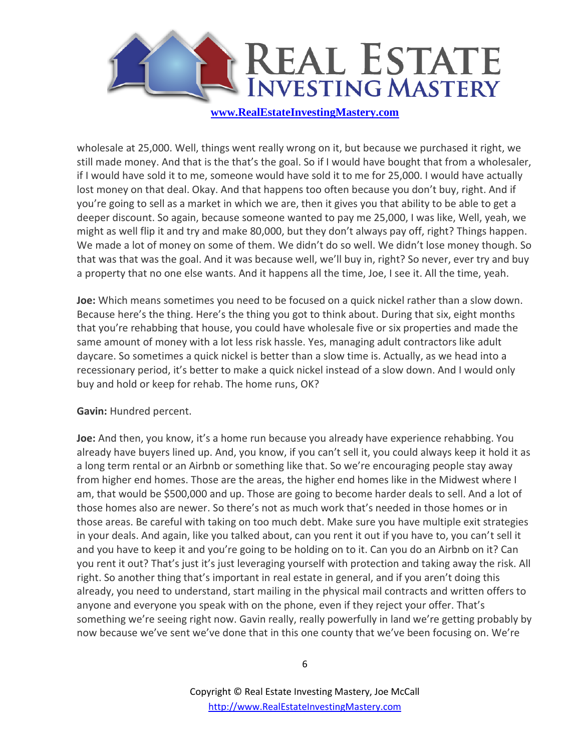wholesale at 25,000. Well, things went really wrong on it, but because we purchased it right, we still made money. And that is the that's the goal. So if I would have bought that from a wholesaler, if I would have sold it to me, someone would have sold it to me for 25,000. I would have actually lost money on that deal. Okay. And that happens too often because you don't buy, right. And if you're going to sell as a market in which we are, then it gives you that ability to be able to get a deeper discount. So again, because someone wanted to pay me 25,000, I was like, Well, yeah, we might as well flip it and try and make 80,000, but they don't always pay off, right? Things happen. We made a lot of money on some of them. We didn't do so well. We didn't lose money though. So that was that was the goal. And it was because well, we'll buy in, right? So never, ever try and buy a property that no one else wants. And it happens all the time, Joe, I see it. All the time, yeah.

**Joe:** Which means sometimes you need to be focused on a quick nickel rather than a slow down. Because here's the thing. Here's the thing you got to think about. During that six, eight months that you're rehabbing that house, you could have wholesale five or six properties and made the same amount of money with a lot less risk hassle. Yes, managing adult contractors like adult daycare. So sometimes a quick nickel is better than a slow time is. Actually, as we head into a recessionary period, it's better to make a quick nickel instead of a slow down. And I would only buy and hold or keep for rehab. The home runs, OK?

**Gavin:** Hundred percent.

**Joe:** And then, you know, it's a home run because you already have experience rehabbing. You already have buyers lined up. And, you know, if you can't sell it, you could always keep it hold it as a long term rental or an Airbnb or something like that. So we're encouraging people stay away from higher end homes. Those are the areas, the higher end homes like in the Midwest where I am, that would be $500,000 and up. Those are going to become harder deals to sell. And a lot of those homes also are newer. So there's not as much work that's needed in those homes or in those areas. Be careful with taking on too much debt. Make sure you have multiple exit strategies in your deals. And again, like you talked about, can you rent it out if you have to, you can't sell it and you have to keep it and you're going to be holding on to it. Can you do an Airbnb on it? Can you rent it out? That's just it's just leveraging yourself with protection and taking away the risk. All right. So another thing that's important in real estate in general, and if you aren't doing this already, you need to understand, start mailing in the physical mail contracts and written offers to anyone and everyone you speak with on the phone, even if they reject your offer. That's something we're seeing right now. Gavin really, really powerfully in land we're getting probably by now because we've sent we've done that in this one county that we've been focusing on. We're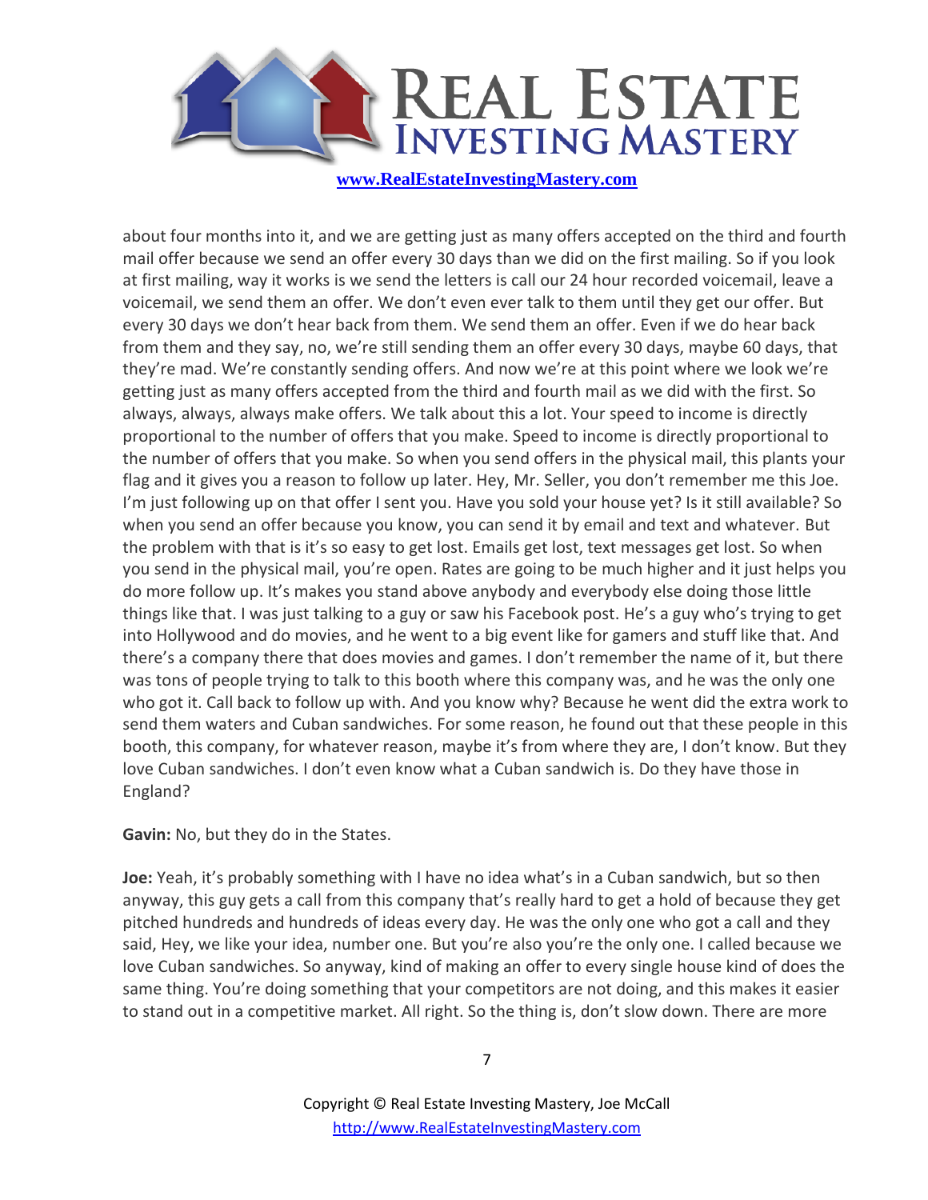about four months into it, and we are getting just as many offers accepted on the third and fourth mail offer because we send an offer every 30 days than we did on the first mailing. So if you look at first mailing, way it works is we send the letters is call our 24 hour recorded voicemail, leave a voicemail, we send them an offer. We don't even ever talk to them until they get our offer. But every 30 days we don't hear back from them. We send them an offer. Even if we do hear back from them and they say, no, we're still sending them an offer every 30 days, maybe 60 days, that they're mad. We're constantly sending offers. And now we're at this point where we look we're getting just as many offers accepted from the third and fourth mail as we did with the first. So always, always, always make offers. We talk about this a lot. Your speed to income is directly proportional to the number of offers that you make. Speed to income is directly proportional to the number of offers that you make. So when you send offers in the physical mail, this plants your flag and it gives you a reason to follow up later. Hey, Mr. Seller, you don't remember me this Joe. I'm just following up on that offer I sent you. Have you sold your house yet? Is it still available? So when you send an offer because you know, you can send it by email and text and whatever. But the problem with that is it's so easy to get lost. Emails get lost, text messages get lost. So when you send in the physical mail, you're open. Rates are going to be much higher and it just helps you do more follow up. It's makes you stand above anybody and everybody else doing those little things like that. I was just talking to a guy or saw his Facebook post. He's a guy who's trying to get into Hollywood and do movies, and he went to a big event like for gamers and stuff like that. And there's a company there that does movies and games. I don't remember the name of it, but there was tons of people trying to talk to this booth where this company was, and he was the only one who got it. Call back to follow up with. And you know why? Because he went did the extra work to send them waters and Cuban sandwiches. For some reason, he found out that these people in this booth, this company, for whatever reason, maybe it's from where they are, I don't know. But they love Cuban sandwiches. I don't even know what a Cuban sandwich is. Do they have those in England?

**Gavin:** No, but they do in the States.

**Joe:** Yeah, it's probably something with I have no idea what's in a Cuban sandwich, but so then anyway, this guy gets a call from this company that's really hard to get a hold of because they get pitched hundreds and hundreds of ideas every day. He was the only one who got a call and they said, Hey, we like your idea, number one. But you're also you're the only one. I called because we love Cuban sandwiches. So anyway, kind of making an offer to every single house kind of does the same thing. You're doing something that your competitors are not doing, and this makes it easier to stand out in a competitive market. All right. So the thing is, don't slow down. There are more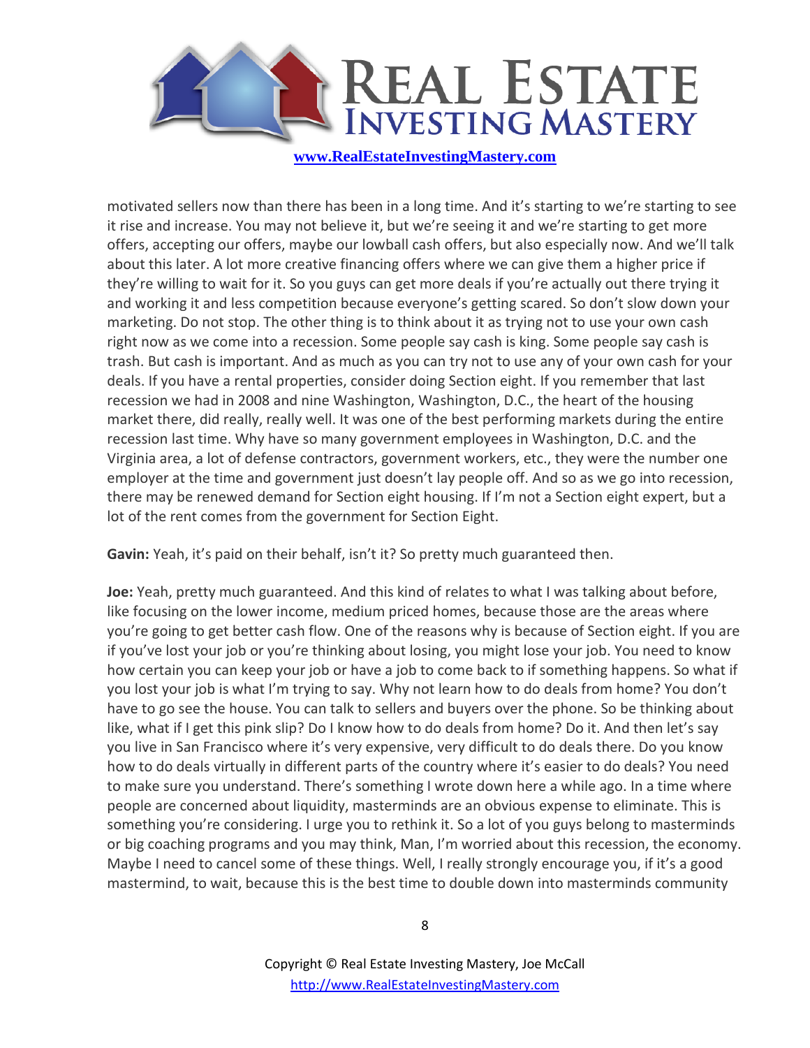motivated sellers now than there has been in a long time. And it's starting to we're starting to see it rise and increase. You may not believe it, but we're seeing it and we're starting to get more offers, accepting our offers, maybe our lowball cash offers, but also especially now. And we'll talk about this later. A lot more creative financing offers where we can give them a higher price if they're willing to wait for it. So you guys can get more deals if you're actually out there trying it and working it and less competition because everyone's getting scared. So don't slow down your marketing. Do not stop. The other thing is to think about it as trying not to use your own cash right now as we come into a recession. Some people say cash is king. Some people say cash is trash. But cash is important. And as much as you can try not to use any of your own cash for your deals. If you have a rental properties, consider doing Section eight. If you remember that last recession we had in 2008 and nine Washington, Washington, D.C., the heart of the housing market there, did really, really well. It was one of the best performing markets during the entire recession last time. Why have so many government employees in Washington, D.C. and the Virginia area, a lot of defense contractors, government workers, etc., they were the number one employer at the time and government just doesn't lay people off. And so as we go into recession, there may be renewed demand for Section eight housing. If I'm not a Section eight expert, but a lot of the rent comes from the government for Section Eight.

**Gavin:** Yeah, it's paid on their behalf, isn't it? So pretty much guaranteed then.

**Joe:** Yeah, pretty much guaranteed. And this kind of relates to what I was talking about before, like focusing on the lower income, medium priced homes, because those are the areas where you're going to get better cash flow. One of the reasons why is because of Section eight. If you are if you've lost your job or you're thinking about losing, you might lose your job. You need to know how certain you can keep your job or have a job to come back to if something happens. So what if you lost your job is what I'm trying to say. Why not learn how to do deals from home? You don't have to go see the house. You can talk to sellers and buyers over the phone. So be thinking about like, what if I get this pink slip? Do I know how to do deals from home? Do it. And then let's say you live in San Francisco where it's very expensive, very difficult to do deals there. Do you know how to do deals virtually in different parts of the country where it's easier to do deals? You need to make sure you understand. There's something I wrote down here a while ago. In a time where people are concerned about liquidity, masterminds are an obvious expense to eliminate. This is something you're considering. I urge you to rethink it. So a lot of you guys belong to masterminds or big coaching programs and you may think, Man, I'm worried about this recession, the economy. Maybe I need to cancel some of these things. Well, I really strongly encourage you, if it's a good mastermind, to wait, because this is the best time to double down into masterminds community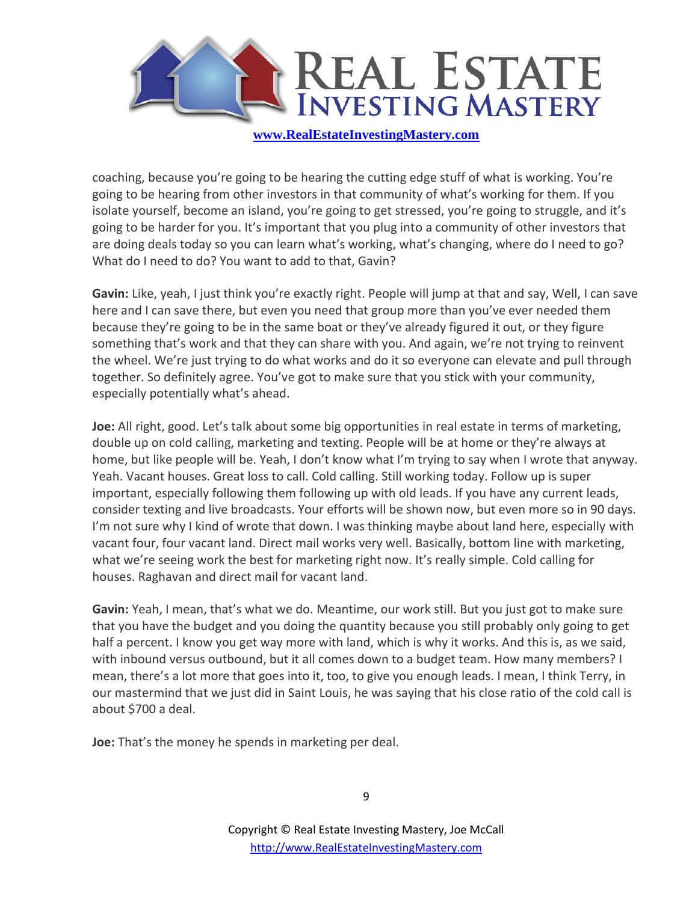coaching, because you're going to be hearing the cutting edge stuff of what is working. You're going to be hearing from other investors in that community of what's working for them. If you isolate yourself, become an island, you're going to get stressed, you're going to struggle, and it's going to be harder for you. It's important that you plug into a community of other investors that are doing deals today so you can learn what's working, what's changing, where do I need to go? What do I need to do? You want to add to that, Gavin?

**Gavin:** Like, yeah, I just think you're exactly right. People will jump at that and say, Well, I can save here and I can save there, but even you need that group more than you've ever needed them because they're going to be in the same boat or they've already figured it out, or they figure something that's work and that they can share with you. And again, we're not trying to reinvent the wheel. We're just trying to do what works and do it so everyone can elevate and pull through together. So definitely agree. You've got to make sure that you stick with your community, especially potentially what's ahead.

**Joe:** All right, good. Let's talk about some big opportunities in real estate in terms of marketing, double up on cold calling, marketing and texting. People will be at home or they're always at home, but like people will be. Yeah, I don't know what I'm trying to say when I wrote that anyway. Yeah. Vacant houses. Great loss to call. Cold calling. Still working today. Follow up is super important, especially following them following up with old leads. If you have any current leads, consider texting and live broadcasts. Your efforts will be shown now, but even more so in 90 days. I'm not sure why I kind of wrote that down. I was thinking maybe about land here, especially with vacant four, four vacant land. Direct mail works very well. Basically, bottom line with marketing, what we're seeing work the best for marketing right now. It's really simple. Cold calling for houses. Raghavan and direct mail for vacant land.

**Gavin:** Yeah, I mean, that's what we do. Meantime, our work still. But you just got to make sure that you have the budget and you doing the quantity because you still probably only going to get half a percent. I know you get way more with land, which is why it works. And this is, as we said, with inbound versus outbound, but it all comes down to a budget team. How many members? I mean, there's a lot more that goes into it, too, to give you enough leads. I mean, I think Terry, in our mastermind that we just did in Saint Louis, he was saying that his close ratio of the cold call is about $700 a deal.

**Joe:** That's the money he spends in marketing per deal.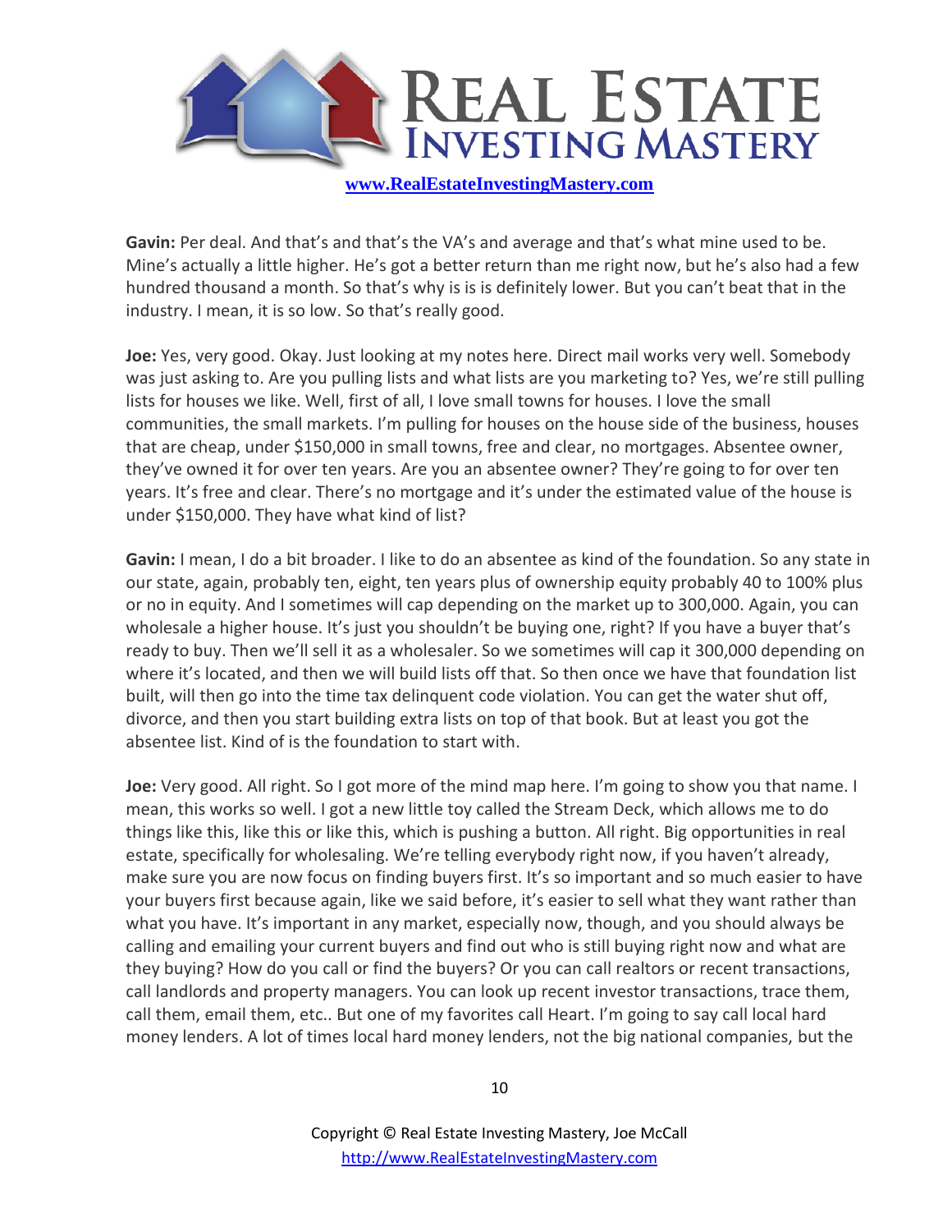**Gavin:** Per deal. And that's and that's the VA's and average and that's what mine used to be. Mine's actually a little higher. He's got a better return than me right now, but he's also had a few hundred thousand a month. So that's why is is is definitely lower. But you can't beat that in the industry. I mean, it is so low. So that's really good.

**Joe:** Yes, very good. Okay. Just looking at my notes here. Direct mail works very well. Somebody was just asking to. Are you pulling lists and what lists are you marketing to? Yes, we're still pulling lists for houses we like. Well, first of all, I love small towns for houses. I love the small communities, the small markets. I'm pulling for houses on the house side of the business, houses that are cheap, under $150,000 in small towns, free and clear, no mortgages. Absentee owner, they've owned it for over ten years. Are you an absentee owner? They're going to for over ten years. It's free and clear. There's no mortgage and it's under the estimated value of the house is under $150,000. They have what kind of list?

**Gavin:** I mean, I do a bit broader. I like to do an absentee as kind of the foundation. So any state in our state, again, probably ten, eight, ten years plus of ownership equity probably 40 to 100% plus or no in equity. And I sometimes will cap depending on the market up to 300,000. Again, you can wholesale a higher house. It's just you shouldn't be buying one, right? If you have a buyer that's ready to buy. Then we'll sell it as a wholesaler. So we sometimes will cap it 300,000 depending on where it's located, and then we will build lists off that. So then once we have that foundation list built, will then go into the time tax delinquent code violation. You can get the water shut off, divorce, and then you start building extra lists on top of that book. But at least you got the absentee list. Kind of is the foundation to start with.

**Joe:** Very good. All right. So I got more of the mind map here. I'm going to show you that name. I mean, this works so well. I got a new little toy called the Stream Deck, which allows me to do things like this, like this or like this, which is pushing a button. All right. Big opportunities in real estate, specifically for wholesaling. We're telling everybody right now, if you haven't already, make sure you are now focus on finding buyers first. It's so important and so much easier to have your buyers first because again, like we said before, it's easier to sell what they want rather than what you have. It's important in any market, especially now, though, and you should always be calling and emailing your current buyers and find out who is still buying right now and what are they buying? How do you call or find the buyers? Or you can call realtors or recent transactions, call landlords and property managers. You can look up recent investor transactions, trace them, call them, email them, etc.. But one of my favorites call Heart. I'm going to say call local hard money lenders. A lot of times local hard money lenders, not the big national companies, but the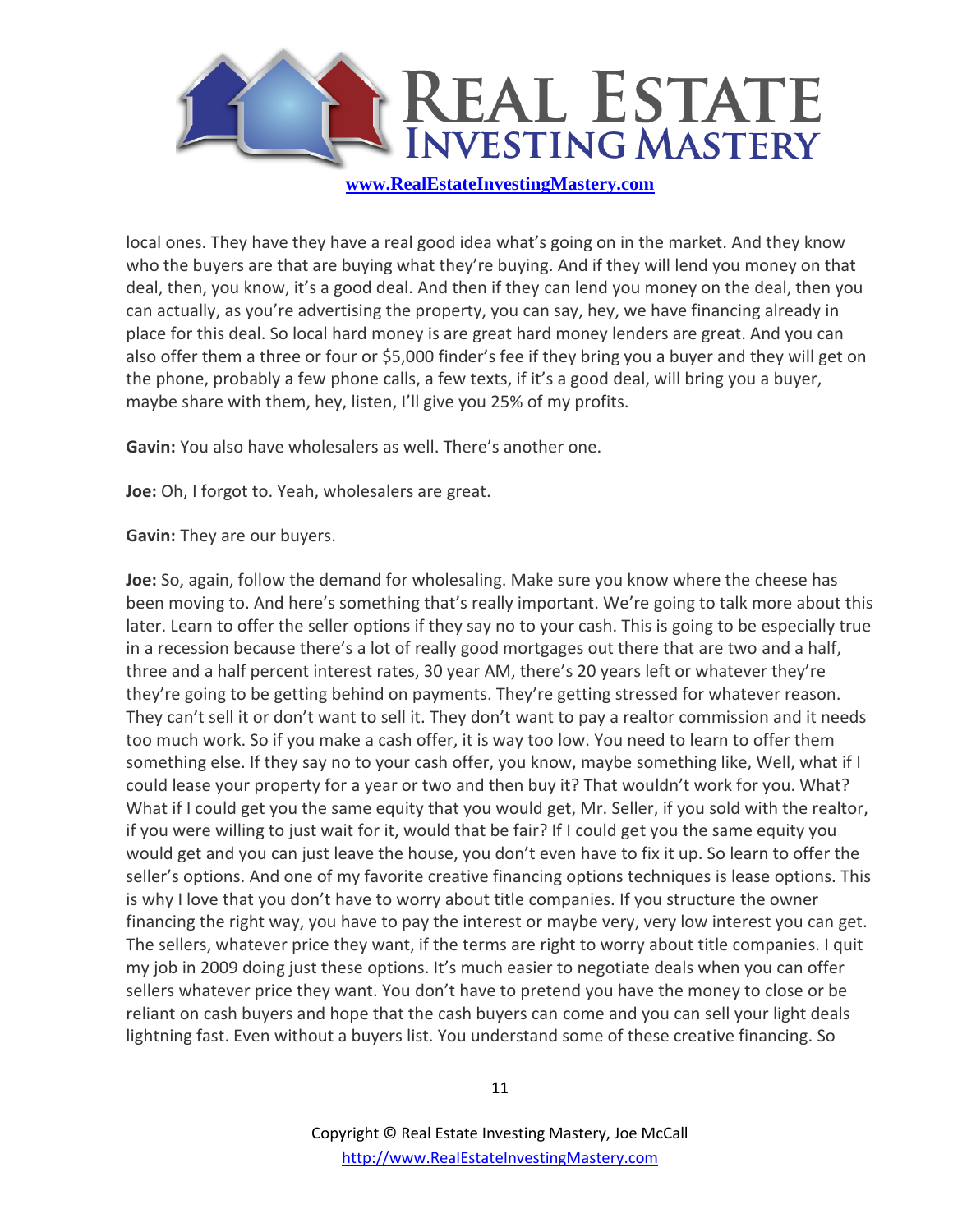local ones. They have they have a real good idea what's going on in the market. And they know who the buyers are that are buying what they're buying. And if they will lend you money on that deal, then, you know, it's a good deal. And then if they can lend you money on the deal, then you can actually, as you're advertising the property, you can say, hey, we have financing already in place for this deal. So local hard money is are great hard money lenders are great. And you can also offer them a three or four or $5,000 finder's fee if they bring you a buyer and they will get on the phone, probably a few phone calls, a few texts, if it's a good deal, will bring you a buyer, maybe share with them, hey, listen, I'll give you 25% of my profits.

**Gavin:** You also have wholesalers as well. There's another one.

**Joe:** Oh, I forgot to. Yeah, wholesalers are great.

**Gavin:** They are our buyers.

**Joe:** So, again, follow the demand for wholesaling. Make sure you know where the cheese has been moving to. And here's something that's really important. We're going to talk more about this later. Learn to offer the seller options if they say no to your cash. This is going to be especially true in a recession because there's a lot of really good mortgages out there that are two and a half, three and a half percent interest rates, 30 year AM, there's 20 years left or whatever they're they're going to be getting behind on payments. They're getting stressed for whatever reason. They can't sell it or don't want to sell it. They don't want to pay a realtor commission and it needs too much work. So if you make a cash offer, it is way too low. You need to learn to offer them something else. If they say no to your cash offer, you know, maybe something like, Well, what if I could lease your property for a year or two and then buy it? That wouldn't work for you. What? What if I could get you the same equity that you would get, Mr. Seller, if you sold with the realtor, if you were willing to just wait for it, would that be fair? If I could get you the same equity you would get and you can just leave the house, you don't even have to fix it up. So learn to offer the seller's options. And one of my favorite creative financing options techniques is lease options. This is why I love that you don't have to worry about title companies. If you structure the owner financing the right way, you have to pay the interest or maybe very, very low interest you can get. The sellers, whatever price they want, if the terms are right to worry about title companies. I quit my job in 2009 doing just these options. It's much easier to negotiate deals when you can offer sellers whatever price they want. You don't have to pretend you have the money to close or be reliant on cash buyers and hope that the cash buyers can come and you can sell your light deals lightning fast. Even without a buyers list. You understand some of these creative financing. So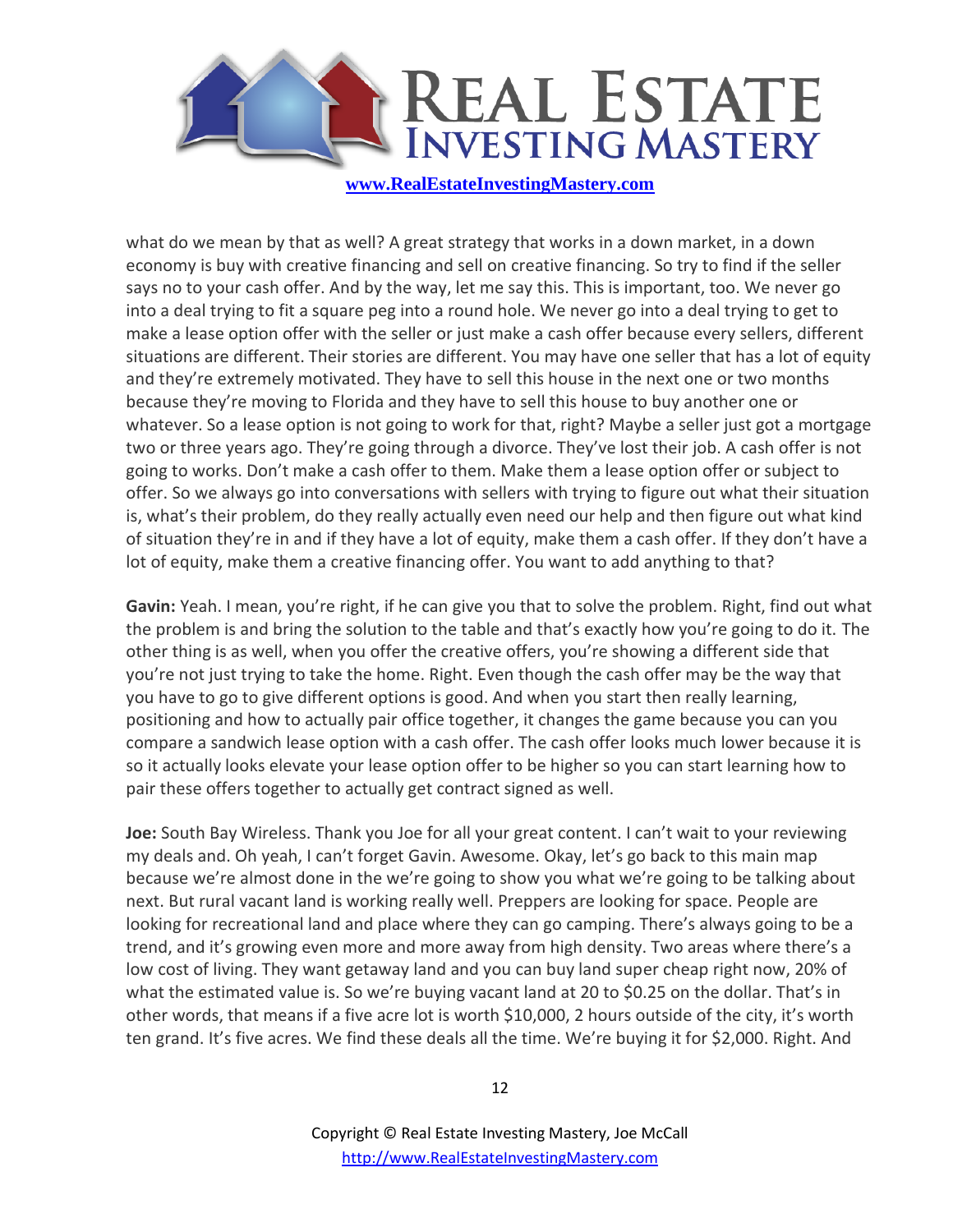what do we mean by that as well? A great strategy that works in a down market, in a down economy is buy with creative financing and sell on creative financing. So try to find if the seller says no to your cash offer. And by the way, let me say this. This is important, too. We never go into a deal trying to fit a square peg into a round hole. We never go into a deal trying to get to make a lease option offer with the seller or just make a cash offer because every sellers, different situations are different. Their stories are different. You may have one seller that has a lot of equity and they're extremely motivated. They have to sell this house in the next one or two months because they're moving to Florida and they have to sell this house to buy another one or whatever. So a lease option is not going to work for that, right? Maybe a seller just got a mortgage two or three years ago. They're going through a divorce. They've lost their job. A cash offer is not going to works. Don't make a cash offer to them. Make them a lease option offer or subject to offer. So we always go into conversations with sellers with trying to figure out what their situation is, what's their problem, do they really actually even need our help and then figure out what kind of situation they're in and if they have a lot of equity, make them a cash offer. If they don't have a lot of equity, make them a creative financing offer. You want to add anything to that?

**Gavin:** Yeah. I mean, you're right, if he can give you that to solve the problem. Right, find out what the problem is and bring the solution to the table and that's exactly how you're going to do it. The other thing is as well, when you offer the creative offers, you're showing a different side that you're not just trying to take the home. Right. Even though the cash offer may be the way that you have to go to give different options is good. And when you start then really learning, positioning and how to actually pair office together, it changes the game because you can you compare a sandwich lease option with a cash offer. The cash offer looks much lower because it is so it actually looks elevate your lease option offer to be higher so you can start learning how to pair these offers together to actually get contract signed as well.

**Joe:** South Bay Wireless. Thank you Joe for all your great content. I can't wait to your reviewing my deals and. Oh yeah, I can't forget Gavin. Awesome. Okay, let's go back to this main map because we're almost done in the we're going to show you what we're going to be talking about next. But rural vacant land is working really well. Preppers are looking for space. People are looking for recreational land and place where they can go camping. There's always going to be a trend, and it's growing even more and more away from high density. Two areas where there's a low cost of living. They want getaway land and you can buy land super cheap right now, 20% of what the estimated value is. So we're buying vacant land at 20 to $0.25 on the dollar. That's in other words, that means if a five acre lot is worth $10,000, 2 hours outside of the city, it's worth ten grand. It's five acres. We find these deals all the time. We're buying it for $2,000. Right. And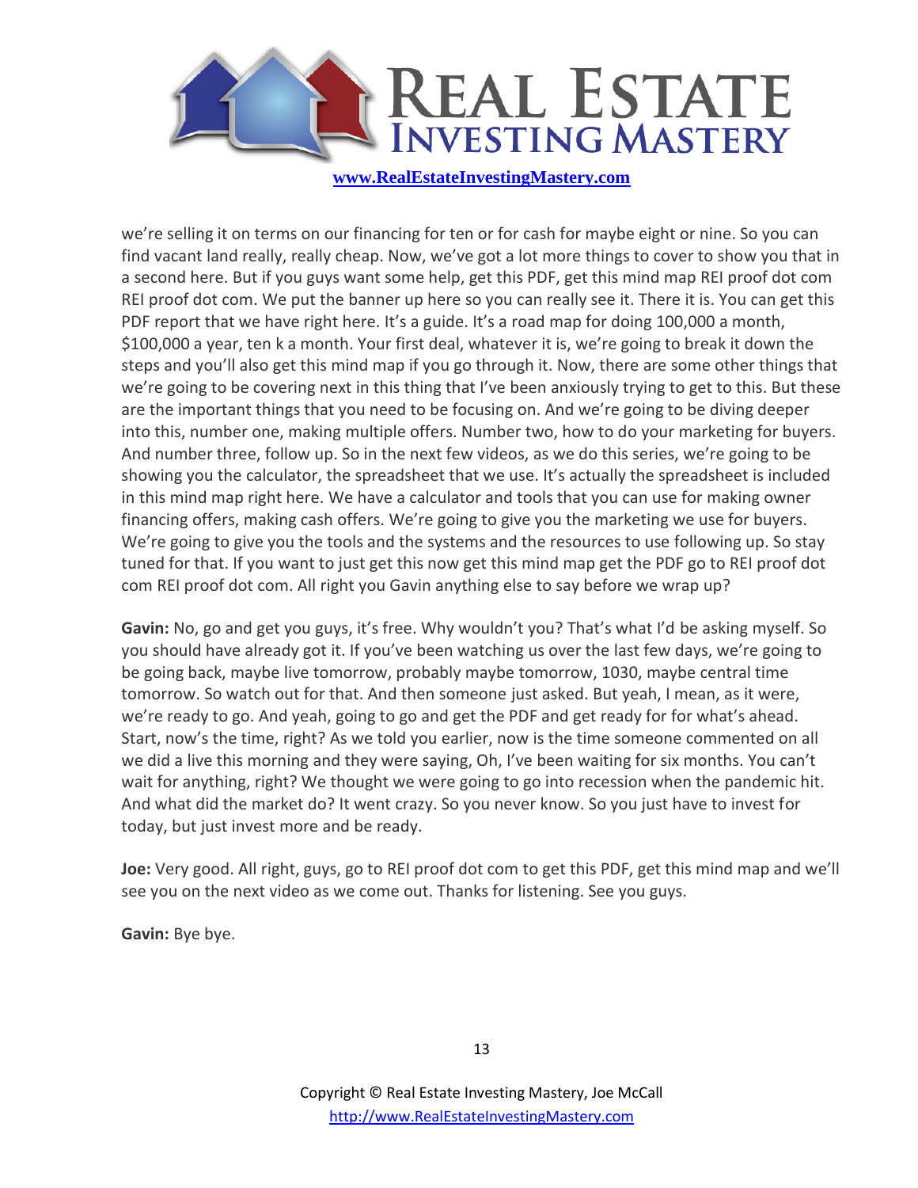we're selling it on terms on our financing for ten or for cash for maybe eight or nine. So you can find vacant land really, really cheap. Now, we've got a lot more things to cover to show you that in a second here. But if you guys want some help, get this PDF, get this mind map REI proof dot com REI proof dot com. We put the banner up here so you can really see it. There it is. You can get this PDF report that we have right here. It's a guide. It's a road map for doing 100,000 a month, $100,000 a year, ten k a month. Your first deal, whatever it is, we're going to break it down the steps and you'll also get this mind map if you go through it. Now, there are some other things that we're going to be covering next in this thing that I've been anxiously trying to get to this. But these are the important things that you need to be focusing on. And we're going to be diving deeper into this, number one, making multiple offers. Number two, how to do your marketing for buyers. And number three, follow up. So in the next few videos, as we do this series, we're going to be showing you the calculator, the spreadsheet that we use. It's actually the spreadsheet is included in this mind map right here. We have a calculator and tools that you can use for making owner financing offers, making cash offers. We're going to give you the marketing we use for buyers. We're going to give you the tools and the systems and the resources to use following up. So stay tuned for that. If you want to just get this now get this mind map get the PDF go to REI proof dot com REI proof dot com. All right you Gavin anything else to say before we wrap up?

**Gavin:** No, go and get you guys, it's free. Why wouldn't you? That's what I'd be asking myself. So you should have already got it. If you've been watching us over the last few days, we're going to be going back, maybe live tomorrow, probably maybe tomorrow, 1030, maybe central time tomorrow. So watch out for that. And then someone just asked. But yeah, I mean, as it were, we're ready to go. And yeah, going to go and get the PDF and get ready for for what's ahead. Start, now's the time, right? As we told you earlier, now is the time someone commented on all we did a live this morning and they were saying, Oh, I've been waiting for six months. You can't wait for anything, right? We thought we were going to go into recession when the pandemic hit. And what did the market do? It went crazy. So you never know. So you just have to invest for today, but just invest more and be ready.

**Joe:** Very good. All right, guys, go to REI proof dot com to get this PDF, get this mind map and we'll see you on the next video as we come out. Thanks for listening. See you guys.

**Gavin:** Bye bye.